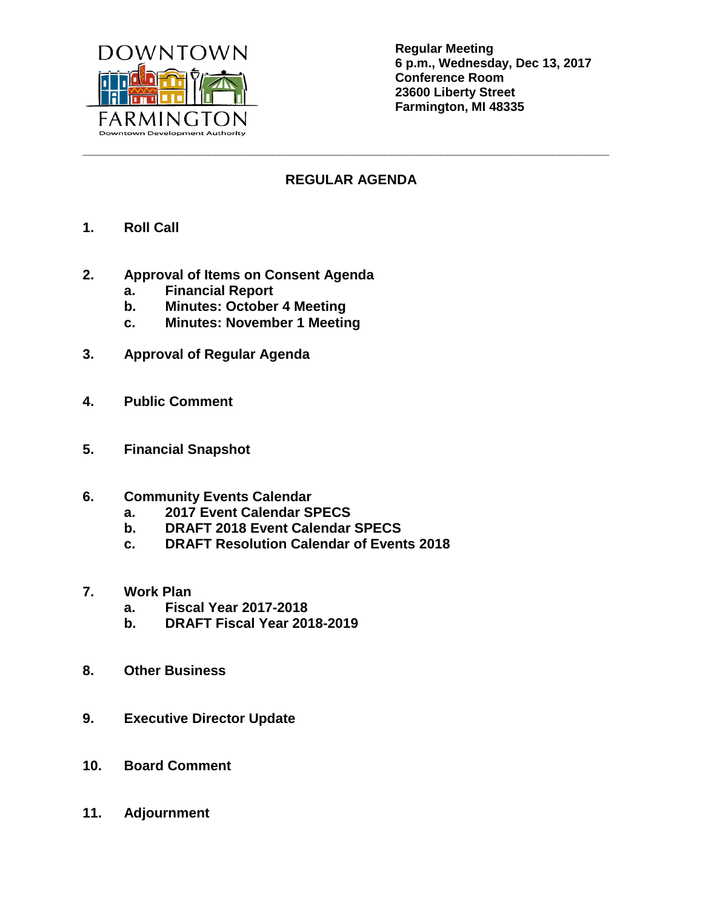DOWNTOWN FARMINGTON
Downtown Development Authority

**Regular Meeting**
**6 p.m., Wednesday, Dec 13, 2017**
**Conference Room**
**23600 Liberty Street**
**Farmington, MI 48335**

---

## REGULAR AGENDA

1. **Roll Call**

2. **Approval of Items on Consent Agenda**
   a. **Financial Report**
   b. **Minutes: October 4 Meeting**
   c. **Minutes: November 1 Meeting**

3. **Approval of Regular Agenda**

4. **Public Comment**

5. **Financial Snapshot**

6. **Community Events Calendar**
   a. **2017 Event Calendar SPECS**
   b. **DRAFT 2018 Event Calendar SPECS**
   c. **DRAFT Resolution Calendar of Events 2018**

7. **Work Plan**
   a. **Fiscal Year 2017-2018**
   b. **DRAFT Fiscal Year 2018-2019**

8. **Other Business**

9. **Executive Director Update**

10. **Board Comment**

11. **Adjournment**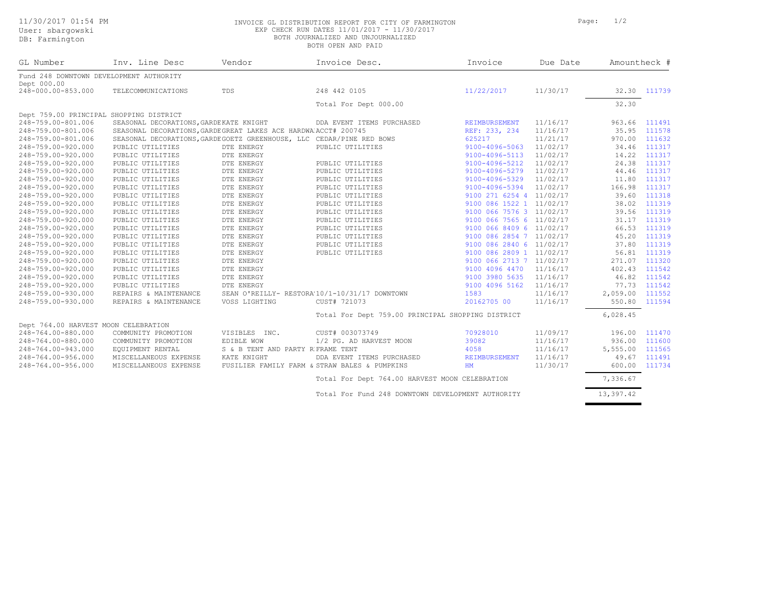11/30/2017 01:54 PM
User: sbargowski
DB: Farmington

INVOICE GL DISTRIBUTION REPORT FOR CITY OF FARMINGTON
EXP CHECK RUN DATES 11/01/2017 - 11/30/2017
BOTH JOURNALIZED AND UNJOURNALIZED
BOTH OPEN AND PAID

| GL Number | Inv. Line Desc | Vendor | Invoice Desc. | Invoice | Due Date | Amount | Check # |
|---|---|---|---|---|---|---|---|
| **Fund 248 DOWNTOWN DEVELOPMENT AUTHORITY** | | | | | | | |
| **Dept 000.00** | | | | | | | |
| 248-000.00-853.000 | TELECOMMUNICATIONS | TDS | 248 442 0105 | 11/22/2017 | 11/30/17 | 32.30 | 111739 |
| | | | Total For Dept 000.00 | | | 32.30 | |
| **Dept 759.00 PRINCIPAL SHOPPING DISTRICT** | | | | | | | |
| 248-759.00-801.006 | SEASONAL DECORATIONS,GARDE | KATE KNIGHT | DDA EVENT ITEMS PURCHASED | REIMBURSEMENT | 11/16/17 | 963.66 | 111491 |
| 248-759.00-801.006 | SEASONAL DECORATIONS,GARDE | GREAT LAKES ACE HARDWA | ACCT# 200745 | REF: 233, 234 | 11/16/17 | 35.95 | 111578 |
| 248-759.00-801.006 | SEASONAL DECORATIONS,GARDE | GOETZ GREENHOUSE, LLC | CEDAR/PINE RED BOWS | 625217 | 11/21/17 | 970.00 | 111632 |
| 248-759.00-920.000 | PUBLIC UTILITIES | DTE ENERGY | PUBLIC UTILITIES | 9100-4096-5063 | 11/02/17 | 34.46 | 111317 |
| 248-759.00-920.000 | PUBLIC UTILITIES | DTE ENERGY | | 9100-4096-5113 | 11/02/17 | 14.22 | 111317 |
| 248-759.00-920.000 | PUBLIC UTILITIES | DTE ENERGY | PUBLIC UTILITIES | 9100-4096-5212 | 11/02/17 | 24.38 | 111317 |
| 248-759.00-920.000 | PUBLIC UTILITIES | DTE ENERGY | PUBLIC UTILITIES | 9100-4096-5279 | 11/02/17 | 44.46 | 111317 |
| 248-759.00-920.000 | PUBLIC UTILITIES | DTE ENERGY | PUBLIC UTILITIES | 9100-4096-5329 | 11/02/17 | 11.80 | 111317 |
| 248-759.00-920.000 | PUBLIC UTILITIES | DTE ENERGY | PUBLIC UTILITIES | 9100-4096-5394 | 11/02/17 | 166.98 | 111317 |
| 248-759.00-920.000 | PUBLIC UTILITIES | DTE ENERGY | PUBLIC UTILITIES | 9100 271 6254 4 | 11/02/17 | 39.60 | 111318 |
| 248-759.00-920.000 | PUBLIC UTILITIES | DTE ENERGY | PUBLIC UTILITIES | 9100 086 1522 1 | 11/02/17 | 38.02 | 111319 |
| 248-759.00-920.000 | PUBLIC UTILITIES | DTE ENERGY | PUBLIC UTILITIES | 9100 066 7576 3 | 11/02/17 | 39.56 | 111319 |
| 248-759.00-920.000 | PUBLIC UTILITIES | DTE ENERGY | PUBLIC UTILITIES | 9100 066 7565 6 | 11/02/17 | 31.17 | 111319 |
| 248-759.00-920.000 | PUBLIC UTILITIES | DTE ENERGY | PUBLIC UTILITIES | 9100 066 8409 6 | 11/02/17 | 66.53 | 111319 |
| 248-759.00-920.000 | PUBLIC UTILITIES | DTE ENERGY | PUBLIC UTILITIES | 9100 086 2854 7 | 11/02/17 | 45.20 | 111319 |
| 248-759.00-920.000 | PUBLIC UTILITIES | DTE ENERGY | PUBLIC UTILITIES | 9100 086 2840 6 | 11/02/17 | 37.80 | 111319 |
| 248-759.00-920.000 | PUBLIC UTILITIES | DTE ENERGY | PUBLIC UTILITIES | 9100 086 2809 1 | 11/02/17 | 56.81 | 111319 |
| 248-759.00-920.000 | PUBLIC UTILITIES | DTE ENERGY | | 9100 066 2713 7 | 11/02/17 | 271.07 | 111320 |
| 248-759.00-920.000 | PUBLIC UTILITIES | DTE ENERGY | | 9100 4096 4470 | 11/16/17 | 402.43 | 111542 |
| 248-759.00-920.000 | PUBLIC UTILITIES | DTE ENERGY | | 9100 3980 5635 | 11/16/17 | 46.82 | 111542 |
| 248-759.00-920.000 | PUBLIC UTILITIES | DTE ENERGY | | 9100 4096 5162 | 11/16/17 | 77.73 | 111542 |
| 248-759.00-930.000 | REPAIRS & MAINTENANCE | SEAN O'REILLY- RESTORA | 10/1-10/31/17 DOWNTOWN | 1583 | 11/16/17 | 2,059.00 | 111552 |
| 248-759.00-930.000 | REPAIRS & MAINTENANCE | VOSS LIGHTING | CUST# 721073 | 20162705 00 | 11/16/17 | 550.80 | 111594 |
| | | | Total For Dept 759.00 PRINCIPAL SHOPPING DISTRICT | | | 6,028.45 | |
| **Dept 764.00 HARVEST MOON CELEBRATION** | | | | | | | |
| 248-764.00-880.000 | COMMUNITY PROMOTION | VISIBLES INC. | CUST# 003073749 | 70928010 | 11/09/17 | 196.00 | 111470 |
| 248-764.00-880.000 | COMMUNITY PROMOTION | EDIBLE WOW | 1/2 PG. AD HARVEST MOON | 39082 | 11/16/17 | 936.00 | 111600 |
| 248-764.00-943.000 | EQUIPMENT RENTAL | S & B TENT AND PARTY R | FRAME TENT | 4058 | 11/16/17 | 5,555.00 | 111565 |
| 248-764.00-956.000 | MISCELLANEOUS EXPENSE | KATE KNIGHT | DDA EVENT ITEMS PURCHASED | REIMBURSEMENT | 11/16/17 | 49.67 | 111491 |
| 248-764.00-956.000 | MISCELLANEOUS EXPENSE | FUSILIER FAMILY FARM & | STRAW BALES & PUMPKINS | HM | 11/30/17 | 600.00 | 111734 |
| | | | Total For Dept 764.00 HARVEST MOON CELEBRATION | | | 7,336.67 | |
| | | | Total For Fund 248 DOWNTOWN DEVELOPMENT AUTHORITY | | | 13,397.42 | |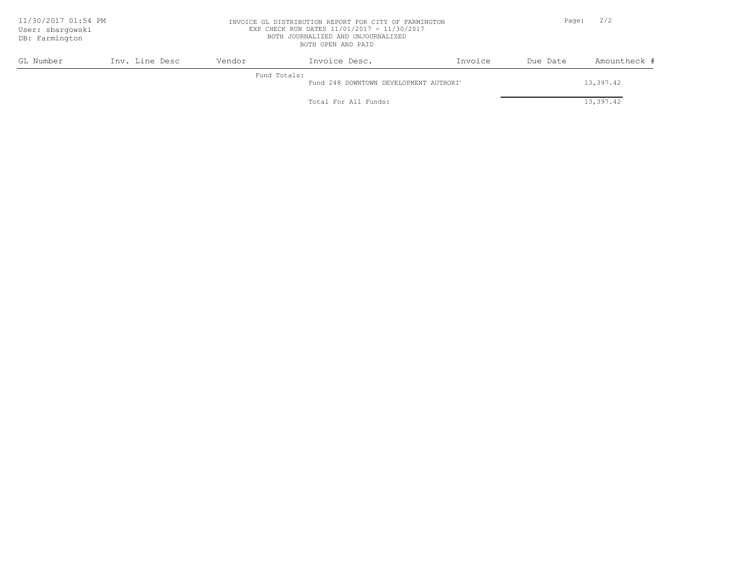INVOICE GL DISTRIBUTION REPORT FOR CITY OF FARMINGTON
EXP CHECK RUN DATES 11/01/2017 - 11/30/2017
BOTH JOURNALIZED AND UNJOURNALIZED
BOTH OPEN AND PAID

11/30/2017 01:54 PM
User: sbargowski
DB: Farmington

| GL Number | Inv. Line Desc | Vendor | Invoice Desc. | Invoice | Due Date | Amount | Check # |
|---|---|---|---|---|---|---|---|
| | | Fund Totals: | | | | | |
| | | | Fund 248 DOWNTOWN DEVELOPMENT AUTHORI' | | | 13,397.42 | |
| | | | Total For All Funds: | | | 13,397.42 | |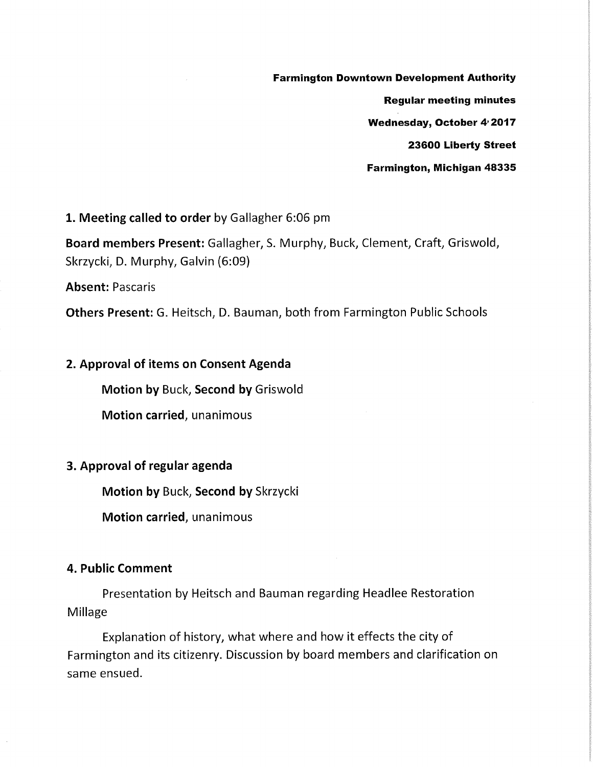**Farmington Downtown Development Authority**

**Regular meeting minutes**

**Wednesday, October 4, 2017**

**23600 Liberty Street**

**Farmington, Michigan 48335**

**1. Meeting called to order** by Gallagher 6:06 pm

**Board members Present:** Gallagher, S. Murphy, Buck, Clement, Craft, Griswold, Skrzycki, D. Murphy, Galvin (6:09)

**Absent:** Pascaris

**Others Present:** G. Heitsch, D. Bauman, both from Farmington Public Schools

**2. Approval of items on Consent Agenda**

**Motion by** Buck, **Second by** Griswold

**Motion carried**, unanimous

**3. Approval of regular agenda**

**Motion by** Buck, **Second by** Skrzycki

**Motion carried**, unanimous

**4. Public Comment**

Presentation by Heitsch and Bauman regarding Headlee Restoration Millage

Explanation of history, what where and how it effects the city of Farmington and its citizenry. Discussion by board members and clarification on same ensued.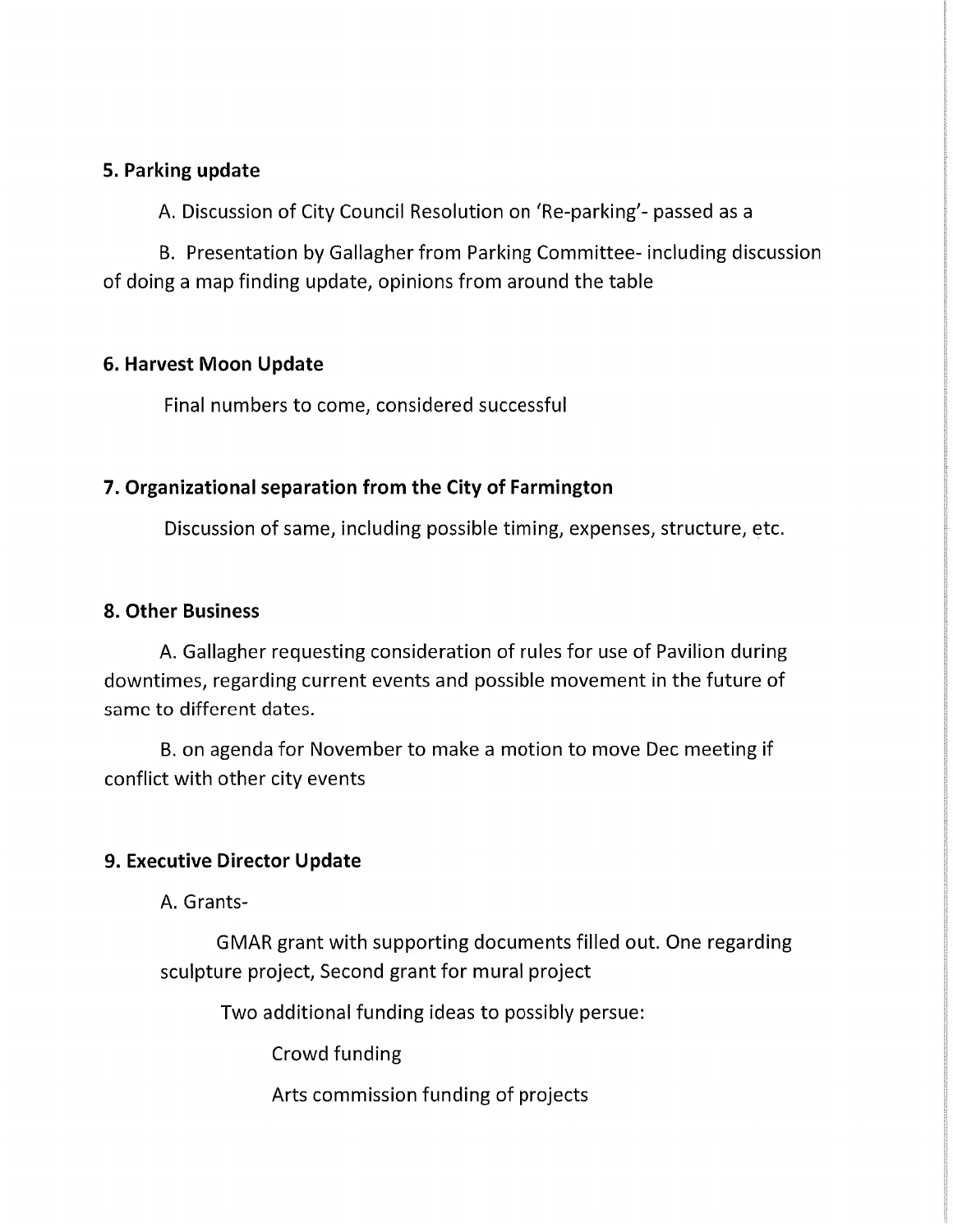**5. Parking update**

A. Discussion of City Council Resolution on 'Re-parking'- passed as a

B. Presentation by Gallagher from Parking Committee- including discussion of doing a map finding update, opinions from around the table

**6. Harvest Moon Update**

Final numbers to come, considered successful

**7. Organizational separation from the City of Farmington**

Discussion of same, including possible timing, expenses, structure, etc.

**8. Other Business**

A. Gallagher requesting consideration of rules for use of Pavilion during downtimes, regarding current events and possible movement in the future of same to different dates.

B. on agenda for November to make a motion to move Dec meeting if conflict with other city events

**9. Executive Director Update**

A. Grants-

GMAR grant with supporting documents filled out. One regarding sculpture project, Second grant for mural project

Two additional funding ideas to possibly persue:

Crowd funding

Arts commission funding of projects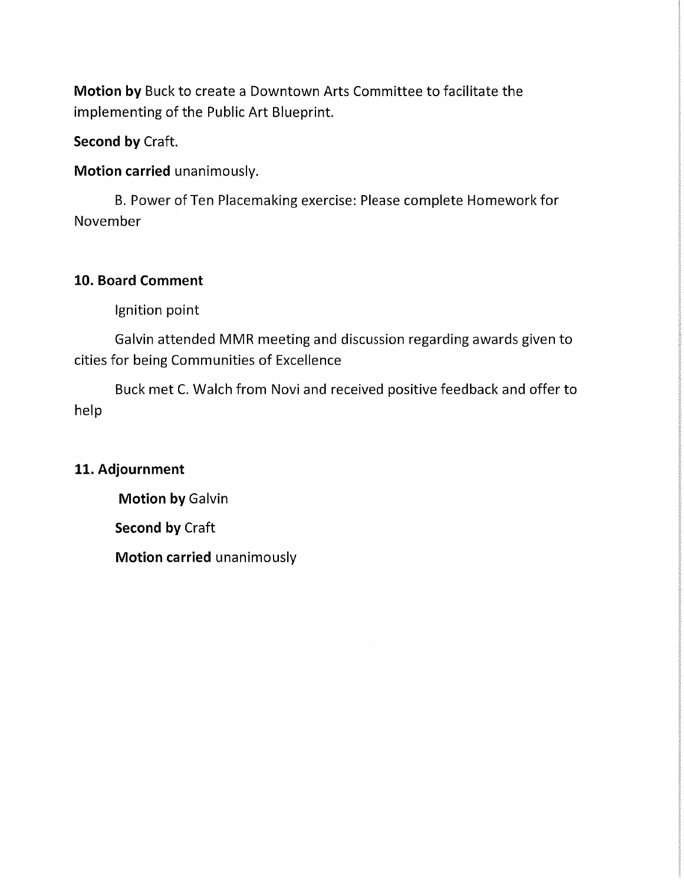**Motion by** Buck to create a Downtown Arts Committee to facilitate the implementing of the Public Art Blueprint.

**Second by** Craft.

**Motion carried** unanimously.

B. Power of Ten Placemaking exercise: Please complete Homework for November

## 10. Board Comment

Ignition point

Galvin attended MMR meeting and discussion regarding awards given to cities for being Communities of Excellence

Buck met C. Walch from Novi and received positive feedback and offer to help

## 11. Adjournment

**Motion by** Galvin

**Second by** Craft

**Motion carried** unanimously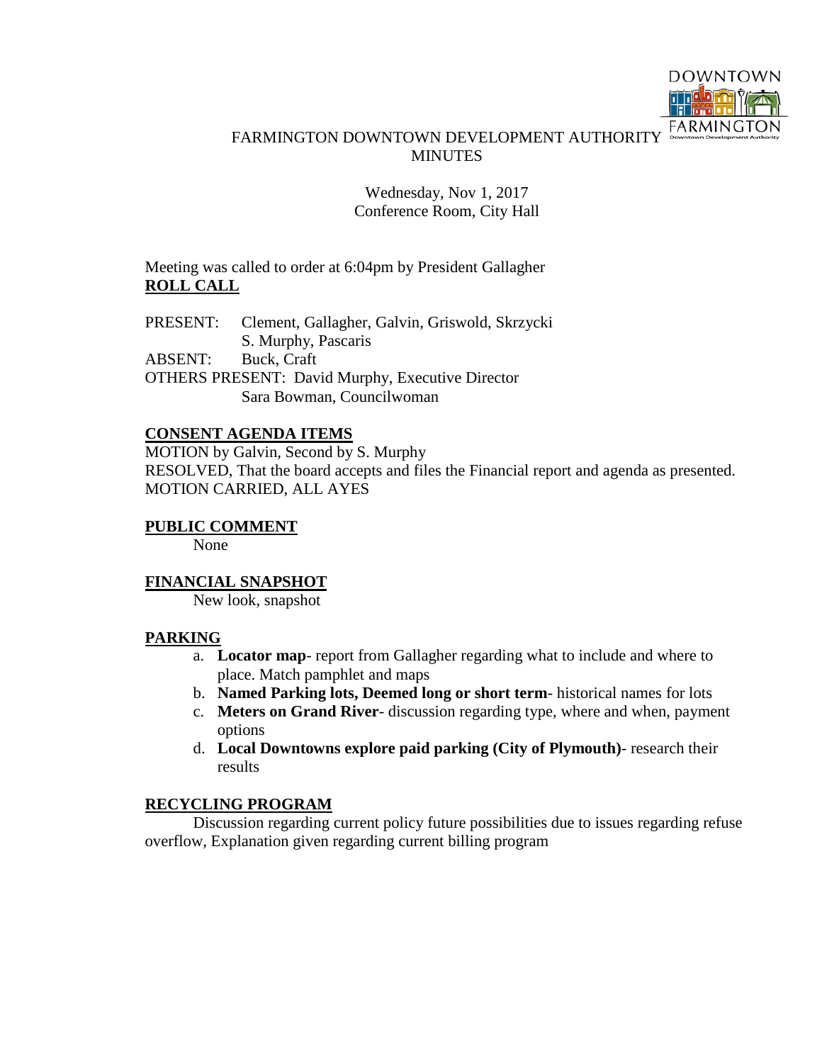# FARMINGTON DOWNTOWN DEVELOPMENT AUTHORITY MINUTES

Wednesday, Nov 1, 2017
Conference Room, City Hall

Meeting was called to order at 6:04pm by President Gallagher

**ROLL CALL**

PRESENT: Clement, Gallagher, Galvin, Griswold, Skrzycki S. Murphy, Pascaris
ABSENT: Buck, Craft
OTHERS PRESENT: David Murphy, Executive Director
Sara Bowman, Councilwoman

**CONSENT AGENDA ITEMS**

MOTION by Galvin, Second by S. Murphy
RESOLVED, That the board accepts and files the Financial report and agenda as presented.
MOTION CARRIED, ALL AYES

**PUBLIC COMMENT**

None

**FINANCIAL SNAPSHOT**

New look, snapshot

**PARKING**

a. **Locator map**- report from Gallagher regarding what to include and where to place. Match pamphlet and maps
b. **Named Parking lots, Deemed long or short term**- historical names for lots
c. **Meters on Grand River**- discussion regarding type, where and when, payment options
d. **Local Downtowns explore paid parking (City of Plymouth)**- research their results

**RECYCLING PROGRAM**

Discussion regarding current policy future possibilities due to issues regarding refuse overflow, Explanation given regarding current billing program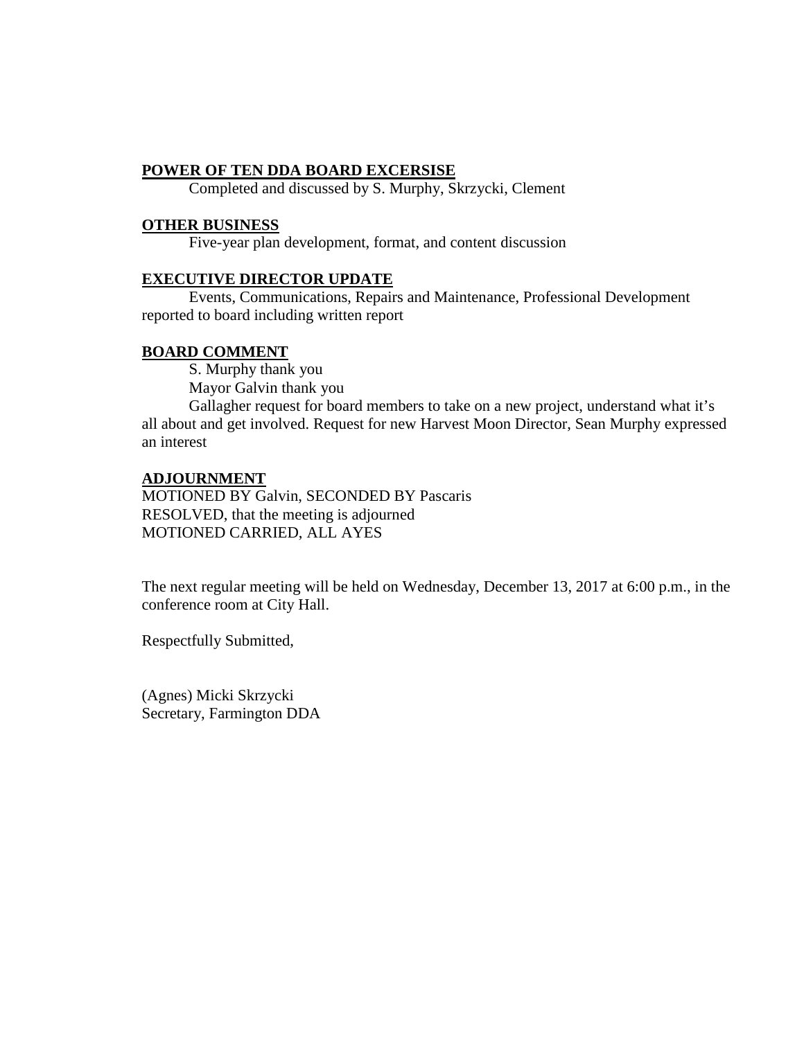**POWER OF TEN DDA BOARD EXCERSISE**

Completed and discussed by S. Murphy, Skrzycki, Clement

**OTHER BUSINESS**

Five-year plan development, format, and content discussion

**EXECUTIVE DIRECTOR UPDATE**

Events, Communications, Repairs and Maintenance, Professional Development reported to board including written report

**BOARD COMMENT**

S. Murphy thank you

Mayor Galvin thank you

Gallagher request for board members to take on a new project, understand what it's all about and get involved. Request for new Harvest Moon Director, Sean Murphy expressed an interest

**ADJOURNMENT**

MOTIONED BY Galvin, SECONDED BY Pascaris
RESOLVED, that the meeting is adjourned
MOTIONED CARRIED, ALL AYES

The next regular meeting will be held on Wednesday, December 13, 2017 at 6:00 p.m., in the conference room at City Hall.

Respectfully Submitted,

(Agnes) Micki Skrzycki
Secretary, Farmington DDA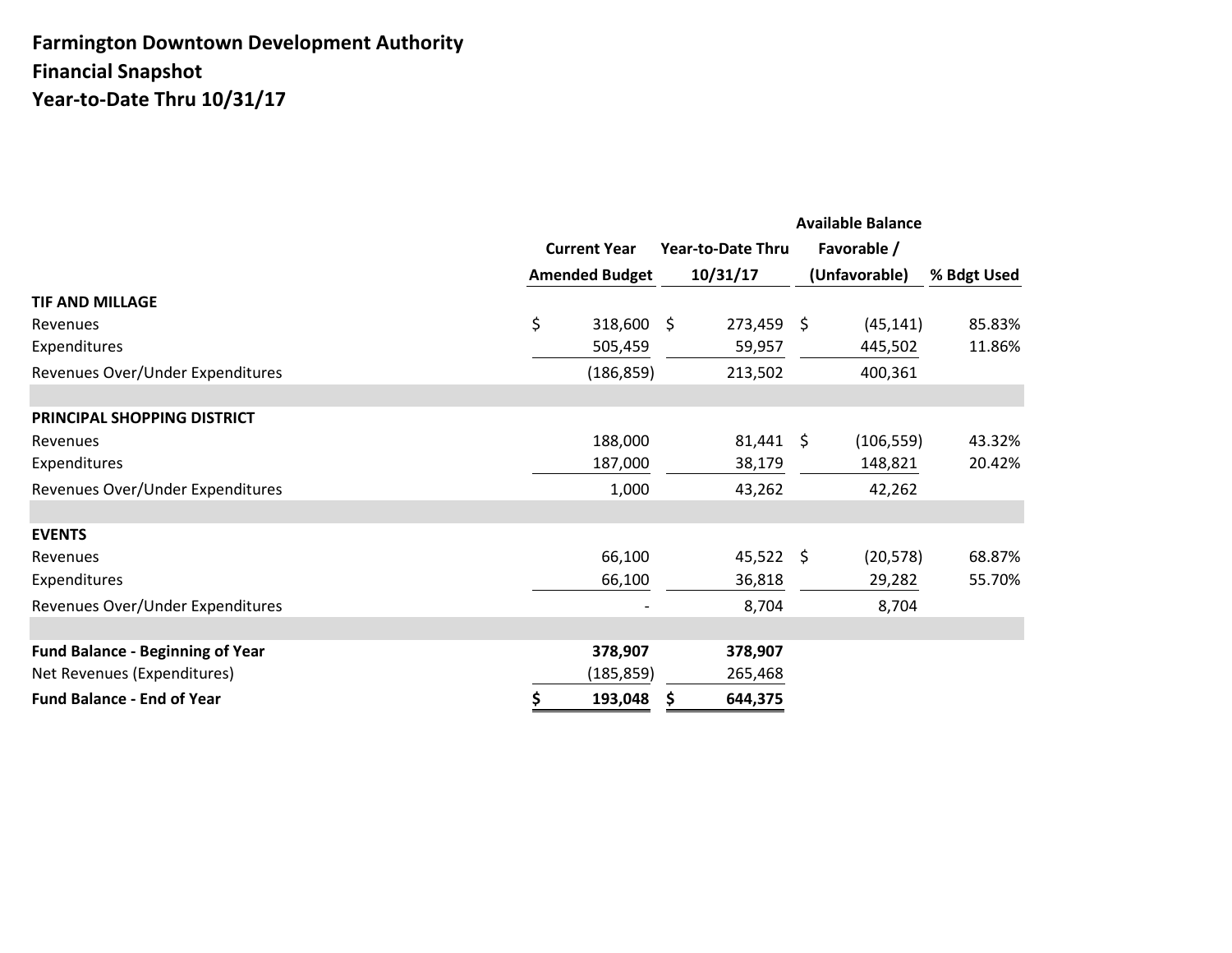# Farmington Downtown Development Authority
## Financial Snapshot
## Year-to-Date Thru 10/31/17

| | Current Year Amended Budget | Year-to-Date Thru 10/31/17 | Available Balance Favorable / (Unfavorable) | % Bdgt Used |
|---|---|---|---|---|
| **TIF AND MILLAGE** | | | | |
| Revenues | $ 318,600 | $ 273,459 | $ (45,141) | 85.83% |
| Expenditures | 505,459 | 59,957 | 445,502 | 11.86% |
| Revenues Over/Under Expenditures | (186,859) | 213,502 | 400,361 | |
| **PRINCIPAL SHOPPING DISTRICT** | | | | |
| Revenues | 188,000 | 81,441 | $ (106,559) | 43.32% |
| Expenditures | 187,000 | 38,179 | 148,821 | 20.42% |
| Revenues Over/Under Expenditures | 1,000 | 43,262 | 42,262 | |
| **EVENTS** | | | | |
| Revenues | 66,100 | 45,522 | $ (20,578) | 68.87% |
| Expenditures | 66,100 | 36,818 | 29,282 | 55.70% |
| Revenues Over/Under Expenditures | - | 8,704 | 8,704 | |
| **Fund Balance - Beginning of Year** | **378,907** | **378,907** | | |
| Net Revenues (Expenditures) | (185,859) | 265,468 | | |
| **Fund Balance - End of Year** | **$ 193,048** | **$ 644,375** | | |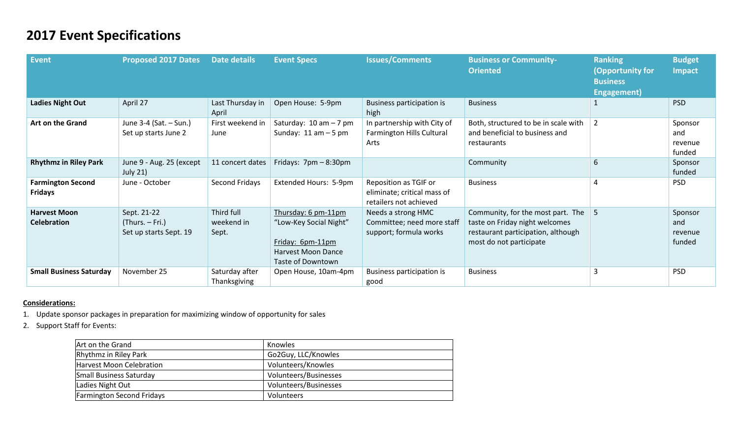# 2017 Event Specifications

| Event | Proposed 2017 Dates | Date details | Event Specs | Issues/Comments | Business or Community-Oriented | Ranking (Opportunity for Business Engagement) | Budget Impact |
|---|---|---|---|---|---|---|---|
| **Ladies Night Out** | April 27 | Last Thursday in April | Open House: 5-9pm | Business participation is high | Business | 1 | PSD |
| **Art on the Grand** | June 3-4 (Sat. – Sun.) Set up starts June 2 | First weekend in June | Saturday: 10 am – 7 pm Sunday: 11 am – 5 pm | In partnership with City of Farmington Hills Cultural Arts | Both, structured to be in scale with and beneficial to business and restaurants | 2 | Sponsor and revenue funded |
| **Rhythmz in Riley Park** | June 9 - Aug. 25 (except July 21) | 11 concert dates | Fridays: 7pm – 8:30pm | | Community | 6 | Sponsor funded |
| **Farmington Second Fridays** | June - October | Second Fridays | Extended Hours: 5-9pm | Reposition as TGIF or eliminate; critical mass of retailers not achieved | Business | 4 | PSD |
| **Harvest Moon Celebration** | Sept. 21-22 (Thurs. – Fri.) Set up starts Sept. 19 | Third full weekend in Sept. | Thursday: 6 pm-11pm "Low-Key Social Night" Friday: 6pm-11pm Harvest Moon Dance Taste of Downtown | Needs a strong HMC Committee; need more staff support; formula works | Community, for the most part. The taste on Friday night welcomes restaurant participation, although most do not participate | 5 | Sponsor and revenue funded |
| **Small Business Saturday** | November 25 | Saturday after Thanksgiving | Open House, 10am-4pm | Business participation is good | Business | 3 | PSD |

**Considerations:**

1. Update sponsor packages in preparation for maximizing window of opportunity for sales
2. Support Staff for Events:

| | |
|---|---|
| Art on the Grand | Knowles |
| Rhythmz in Riley Park | Go2Guy, LLC/Knowles |
| Harvest Moon Celebration | Volunteers/Knowles |
| Small Business Saturday | Volunteers/Businesses |
| Ladies Night Out | Volunteers/Businesses |
| Farmington Second Fridays | Volunteers |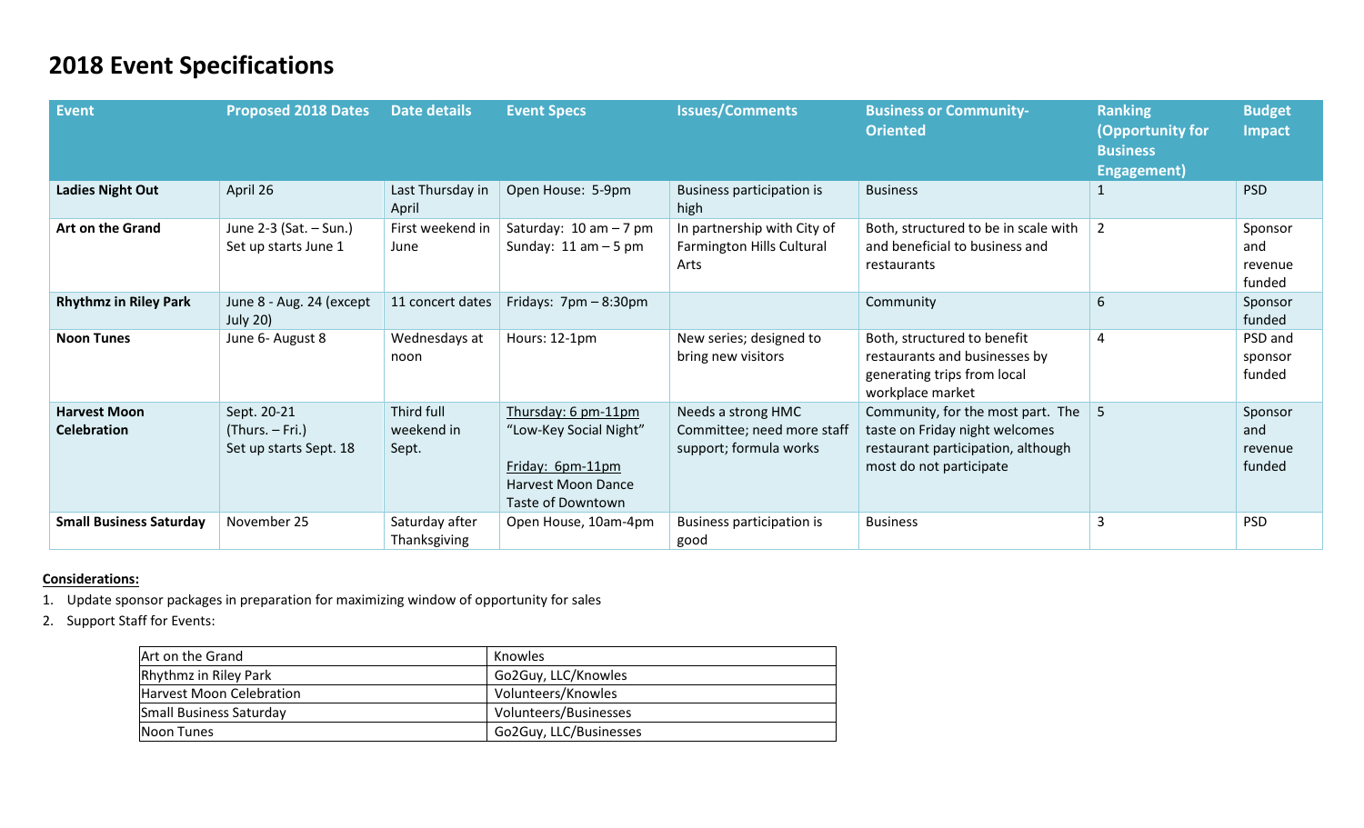# 2018 Event Specifications

| Event | Proposed 2018 Dates | Date details | Event Specs | Issues/Comments | Business or Community-Oriented | Ranking (Opportunity for Business Engagement) | Budget Impact |
|---|---|---|---|---|---|---|---|
| **Ladies Night Out** | April 26 | Last Thursday in April | Open House: 5-9pm | Business participation is high | Business | 1 | PSD |
| **Art on the Grand** | June 2-3 (Sat. – Sun.) Set up starts June 1 | First weekend in June | Saturday: 10 am – 7 pm Sunday: 11 am – 5 pm | In partnership with City of Farmington Hills Cultural Arts | Both, structured to be in scale with and beneficial to business and restaurants | 2 | Sponsor and revenue funded |
| **Rhythmz in Riley Park** | June 8 - Aug. 24 (except July 20) | 11 concert dates | Fridays: 7pm – 8:30pm | | Community | 6 | Sponsor funded |
| **Noon Tunes** | June 6- August 8 | Wednesdays at noon | Hours: 12-1pm | New series; designed to bring new visitors | Both, structured to benefit restaurants and businesses by generating trips from local workplace market | 4 | PSD and sponsor funded |
| **Harvest Moon Celebration** | Sept. 20-21 (Thurs. – Fri.) Set up starts Sept. 18 | Third full weekend in Sept. | Thursday: 6 pm-11pm "Low-Key Social Night" Friday: 6pm-11pm Harvest Moon Dance Taste of Downtown | Needs a strong HMC Committee; need more staff support; formula works | Community, for the most part. The taste on Friday night welcomes restaurant participation, although most do not participate | 5 | Sponsor and revenue funded |
| **Small Business Saturday** | November 25 | Saturday after Thanksgiving | Open House, 10am-4pm | Business participation is good | Business | 3 | PSD |

**Considerations:**

1. Update sponsor packages in preparation for maximizing window of opportunity for sales
2. Support Staff for Events:

| | |
|---|---|
| Art on the Grand | Knowles |
| Rhythmz in Riley Park | Go2Guy, LLC/Knowles |
| Harvest Moon Celebration | Volunteers/Knowles |
| Small Business Saturday | Volunteers/Businesses |
| Noon Tunes | Go2Guy, LLC/Businesses |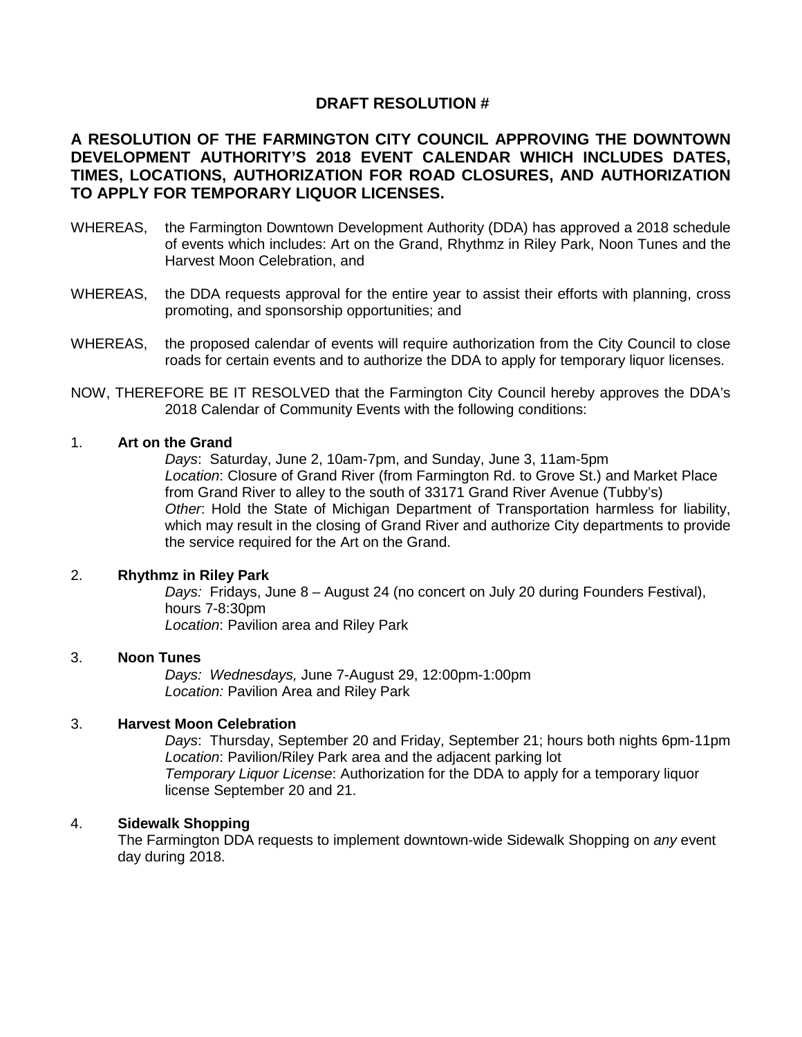# DRAFT RESOLUTION #

## A RESOLUTION OF THE FARMINGTON CITY COUNCIL APPROVING THE DOWNTOWN DEVELOPMENT AUTHORITY'S 2018 EVENT CALENDAR WHICH INCLUDES DATES, TIMES, LOCATIONS, AUTHORIZATION FOR ROAD CLOSURES, AND AUTHORIZATION TO APPLY FOR TEMPORARY LIQUOR LICENSES.

WHEREAS, the Farmington Downtown Development Authority (DDA) has approved a 2018 schedule of events which includes: Art on the Grand, Rhythmz in Riley Park, Noon Tunes and the Harvest Moon Celebration, and

WHEREAS, the DDA requests approval for the entire year to assist their efforts with planning, cross promoting, and sponsorship opportunities; and

WHEREAS, the proposed calendar of events will require authorization from the City Council to close roads for certain events and to authorize the DDA to apply for temporary liquor licenses.

NOW, THEREFORE BE IT RESOLVED that the Farmington City Council hereby approves the DDA's 2018 Calendar of Community Events with the following conditions:

1. **Art on the Grand**

   *Days*: Saturday, June 2, 10am-7pm, and Sunday, June 3, 11am-5pm
   *Location*: Closure of Grand River (from Farmington Rd. to Grove St.) and Market Place from Grand River to alley to the south of 33171 Grand River Avenue (Tubby's)
   *Other*: Hold the State of Michigan Department of Transportation harmless for liability, which may result in the closing of Grand River and authorize City departments to provide the service required for the Art on the Grand.

2. **Rhythmz in Riley Park**

   *Days:* Fridays, June 8 – August 24 (no concert on July 20 during Founders Festival), hours 7-8:30pm
   *Location*: Pavilion area and Riley Park

3. **Noon Tunes**

   *Days: Wednesdays,* June 7-August 29, 12:00pm-1:00pm
   *Location:* Pavilion Area and Riley Park

3. **Harvest Moon Celebration**

   *Days*: Thursday, September 20 and Friday, September 21; hours both nights 6pm-11pm
   *Location*: Pavilion/Riley Park area and the adjacent parking lot
   *Temporary Liquor License*: Authorization for the DDA to apply for a temporary liquor license September 20 and 21.

4. **Sidewalk Shopping**

   The Farmington DDA requests to implement downtown-wide Sidewalk Shopping on *any* event day during 2018.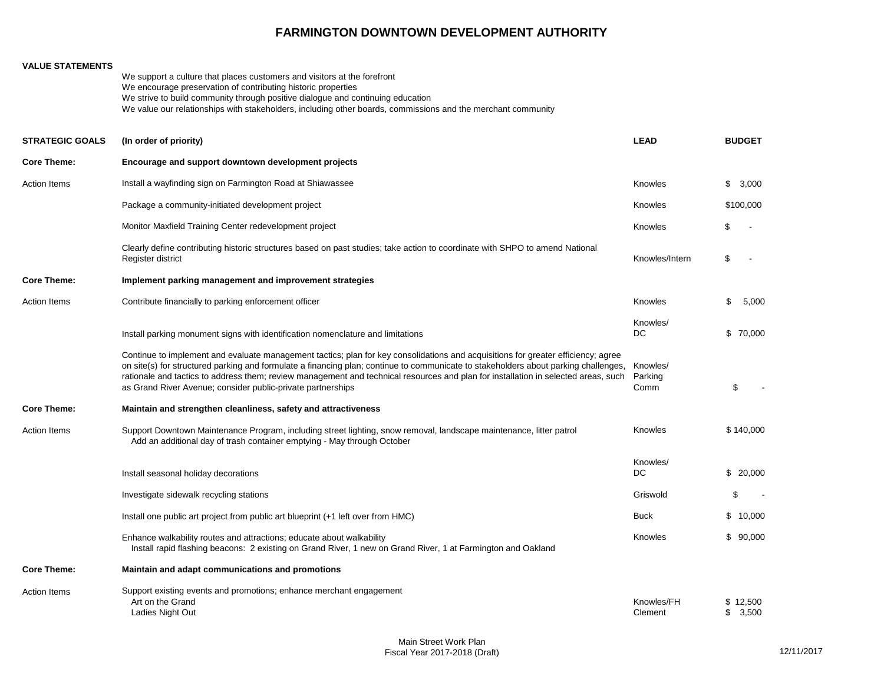# FARMINGTON DOWNTOWN DEVELOPMENT AUTHORITY

**VALUE STATEMENTS**

We support a culture that places customers and visitors at the forefront
We encourage preservation of contributing historic properties
We strive to build community through positive dialogue and continuing education
We value our relationships with stakeholders, including other boards, commissions and the merchant community

| **STRATEGIC GOALS** | **(In order of priority)** | **LEAD** | **BUDGET** |
|---|---|---|---|
| **Core Theme:** | **Encourage and support downtown development projects** | | |
| Action Items | Install a wayfinding sign on Farmington Road at Shiawassee | Knowles | $ 3,000 |
| | Package a community-initiated development project | Knowles | $100,000 |
| | Monitor Maxfield Training Center redevelopment project | Knowles | $ - |
| | Clearly define contributing historic structures based on past studies; take action to coordinate with SHPO to amend National Register district | Knowles/Intern | $ - |
| **Core Theme:** | **Implement parking management and improvement strategies** | | |
| Action Items | Contribute financially to parking enforcement officer | Knowles | $ 5,000 |
| | Install parking monument signs with identification nomenclature and limitations | Knowles/ DC | $ 70,000 |
| | Continue to implement and evaluate management tactics; plan for key consolidations and acquisitions for greater efficiency; agree on site(s) for structured parking and formulate a financing plan; continue to communicate to stakeholders about parking challenges, rationale and tactics to address them; review management and technical resources and plan for installation in selected areas, such as Grand River Avenue; consider public-private partnerships | Knowles/ Parking Comm | $ - |
| **Core Theme:** | **Maintain and strengthen cleanliness, safety and attractiveness** | | |
| Action Items | Support Downtown Maintenance Program, including street lighting, snow removal, landscape maintenance, litter patrol<br>Add an additional day of trash container emptying - May through October | Knowles | $ 140,000 |
| | Install seasonal holiday decorations | Knowles/ DC | $ 20,000 |
| | Investigate sidewalk recycling stations | Griswold | $ - |
| | Install one public art project from public art blueprint (+1 left over from HMC) | Buck | $ 10,000 |
| | Enhance walkability routes and attractions; educate about walkability<br>Install rapid flashing beacons: 2 existing on Grand River, 1 new on Grand River, 1 at Farmington and Oakland | Knowles | $ 90,000 |
| **Core Theme:** | **Maintain and adapt communications and promotions** | | |
| Action Items | Support existing events and promotions; enhance merchant engagement | | |
| | Art on the Grand | Knowles/FH | $ 12,500 |
| | Ladies Night Out | Clement | $ 3,500 |

Main Street Work Plan
Fiscal Year 2017-2018 (Draft)

12/11/2017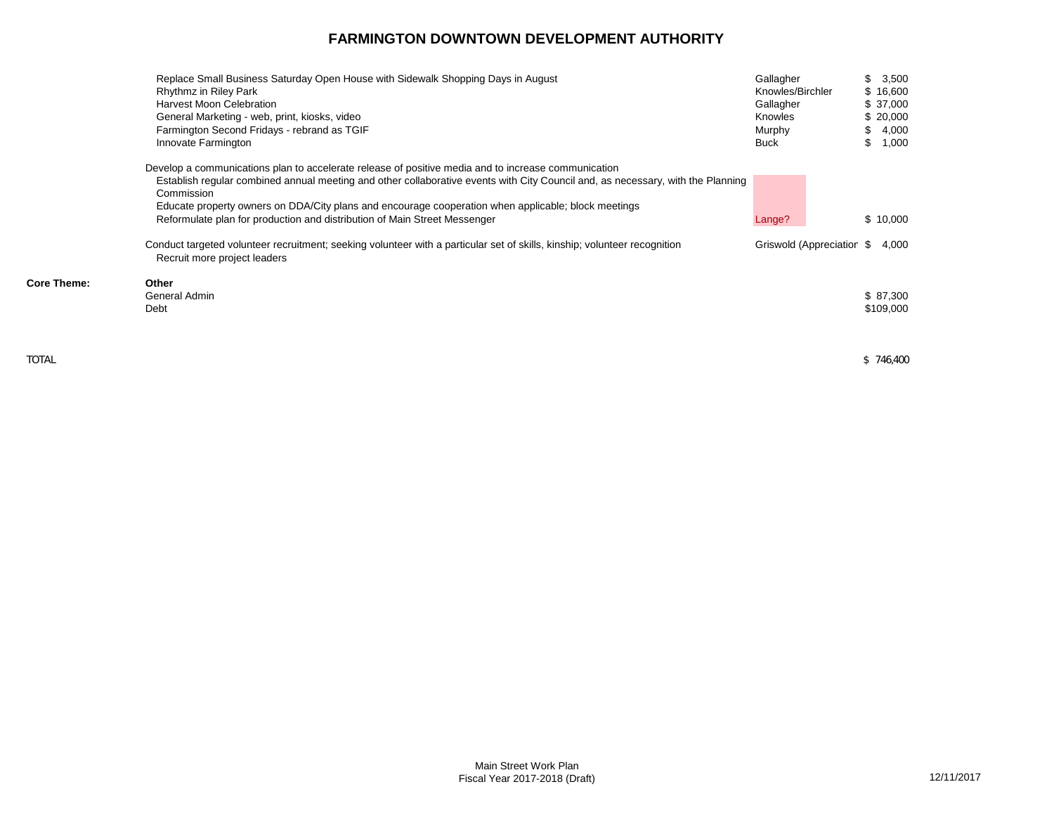## FARMINGTON DOWNTOWN DEVELOPMENT AUTHORITY

| | Item | Lead | Amount |
|---|---|---|---|
| | Replace Small Business Saturday Open House with Sidewalk Shopping Days in August | Gallagher | $ 3,500 |
| | Rhythmz in Riley Park | Knowles/Birchler | $ 16,600 |
| | Harvest Moon Celebration | Gallagher | $ 37,000 |
| | General Marketing - web, print, kiosks, video | Knowles | $ 20,000 |
| | Farmington Second Fridays - rebrand as TGIF | Murphy | $ 4,000 |
| | Innovate Farmington | Buck | $ 1,000 |
| | Develop a communications plan to accelerate release of positive media and to increase communication | | |
| | Establish regular combined annual meeting and other collaborative events with City Council and, as necessary, with the Planning Commission | | |
| | Educate property owners on DDA/City plans and encourage cooperation when applicable; block meetings | | |
| | Reformulate plan for production and distribution of Main Street Messenger | Lange? | $ 10,000 |
| | Conduct targeted volunteer recruitment; seeking volunteer with a particular set of skills, kinship; volunteer recognition | Griswold (Appreciation | $ 4,000 |
| | Recruit more project leaders | | |
| **Core Theme:** | **Other** | | |
| | General Admin | | $ 87,300 |
| | Debt | | $109,000 |
| TOTAL | | | $ 746,400 |

Main Street Work Plan
Fiscal Year 2017-2018 (Draft)

12/11/2017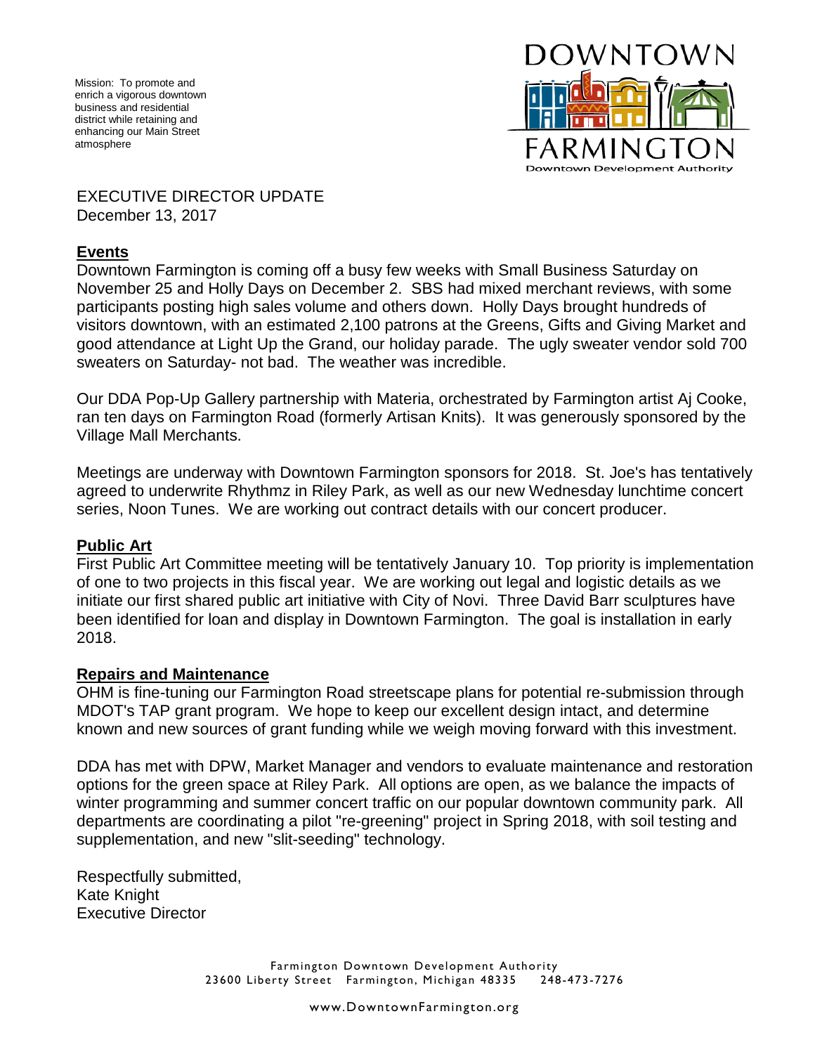Mission: To promote and enrich a vigorous downtown business and residential district while retaining and enhancing our Main Street atmosphere

DOWNTOWN FARMINGTON
Downtown Development Authority

EXECUTIVE DIRECTOR UPDATE
December 13, 2017

## Events

Downtown Farmington is coming off a busy few weeks with Small Business Saturday on November 25 and Holly Days on December 2. SBS had mixed merchant reviews, with some participants posting high sales volume and others down. Holly Days brought hundreds of visitors downtown, with an estimated 2,100 patrons at the Greens, Gifts and Giving Market and good attendance at Light Up the Grand, our holiday parade. The ugly sweater vendor sold 700 sweaters on Saturday- not bad. The weather was incredible.

Our DDA Pop-Up Gallery partnership with Materia, orchestrated by Farmington artist Aj Cooke, ran ten days on Farmington Road (formerly Artisan Knits). It was generously sponsored by the Village Mall Merchants.

Meetings are underway with Downtown Farmington sponsors for 2018. St. Joe's has tentatively agreed to underwrite Rhythmz in Riley Park, as well as our new Wednesday lunchtime concert series, Noon Tunes. We are working out contract details with our concert producer.

## Public Art

First Public Art Committee meeting will be tentatively January 10. Top priority is implementation of one to two projects in this fiscal year. We are working out legal and logistic details as we initiate our first shared public art initiative with City of Novi. Three David Barr sculptures have been identified for loan and display in Downtown Farmington. The goal is installation in early 2018.

## Repairs and Maintenance

OHM is fine-tuning our Farmington Road streetscape plans for potential re-submission through MDOT's TAP grant program. We hope to keep our excellent design intact, and determine known and new sources of grant funding while we weigh moving forward with this investment.

DDA has met with DPW, Market Manager and vendors to evaluate maintenance and restoration options for the green space at Riley Park. All options are open, as we balance the impacts of winter programming and summer concert traffic on our popular downtown community park. All departments are coordinating a pilot "re-greening" project in Spring 2018, with soil testing and supplementation, and new "slit-seeding" technology.

Respectfully submitted,
Kate Knight
Executive Director

Farmington Downtown Development Authority
23600 Liberty Street Farmington, Michigan 48335 248-473-7276

www.DowntownFarmington.org